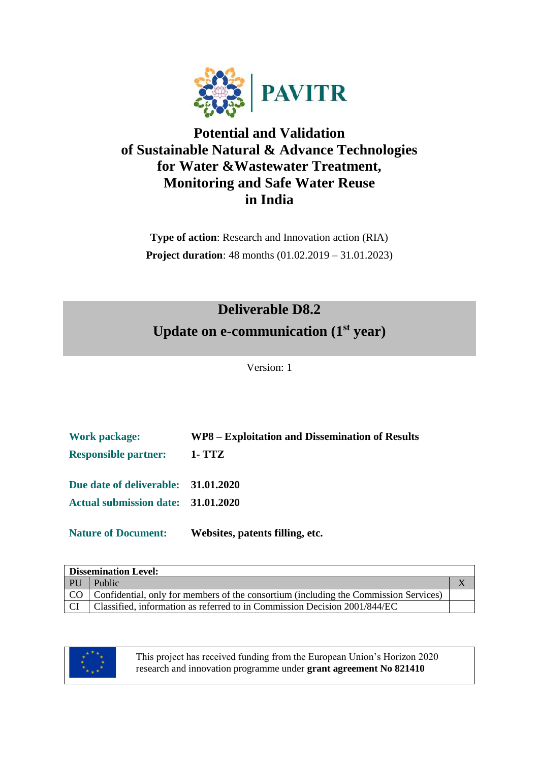PAVITR

# Potential and Validation of Sustainable Natural & Advance Technologies for Water &Wastewater Treatment, Monitoring and Safe Water Reuse in India

**Type of action**: Research and Innovation action (RIA)

**Project duration**: 48 months (01.02.2019 – 31.01.2023)

## Deliverable D8.2

## Update on e-communication (1st year)

Version: 1

**Work package:** **WP8 – Exploitation and Dissemination of Results**

**Responsible partner:** **1- TTZ**

**Due date of deliverable:** **31.01.2020**

**Actual submission date:** **31.01.2020**

**Nature of Document:** **Websites, patents filling, etc.**

| Dissemination Level: | | |
|---|---|---|
| PU | Public | X |
| CO | Confidential, only for members of the consortium (including the Commission Services) | |
| CI | Classified, information as referred to in Commission Decision 2001/844/EC | |

This project has received funding from the European Union's Horizon 2020 research and innovation programme under **grant agreement No 821410**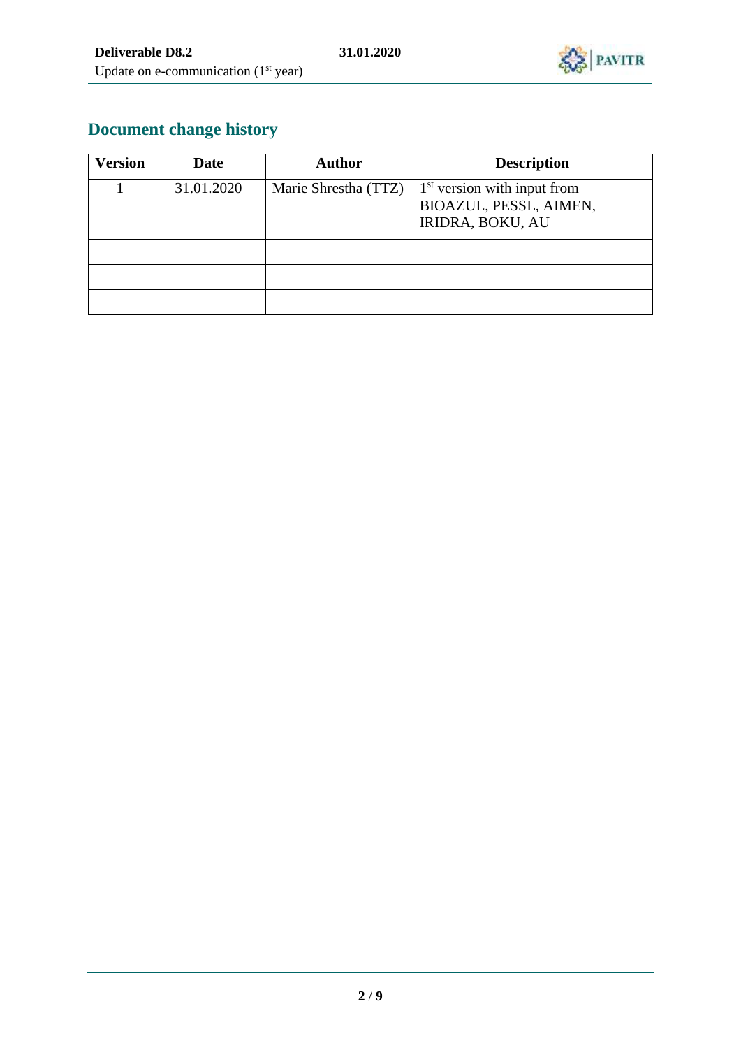## Document change history

| Version | Date | Author | Description |
|---|---|---|---|
| 1 | 31.01.2020 | Marie Shrestha (TTZ) | 1st version with input from BIOAZUL, PESSL, AIMEN, IRIDRA, BOKU, AU |
| | | | |
| | | | |
| | | | |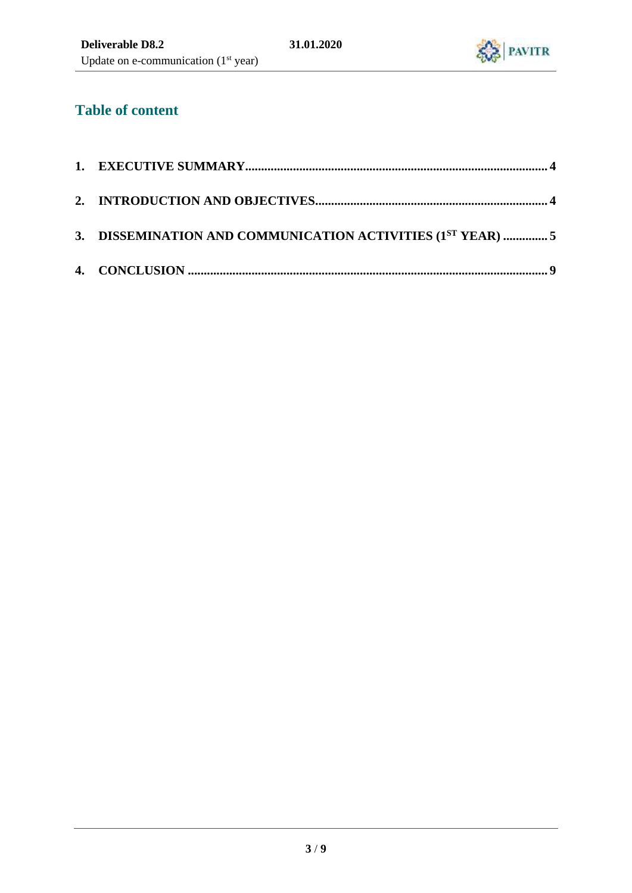## Table of content

1. EXECUTIVE SUMMARY.............................................................................................. 4
2. INTRODUCTION AND OBJECTIVES........................................................................ 4
3. DISSEMINATION AND COMMUNICATION ACTIVITIES ($1^{ST}$ YEAR) .............. 5
4. CONCLUSION ................................................................................................................. 9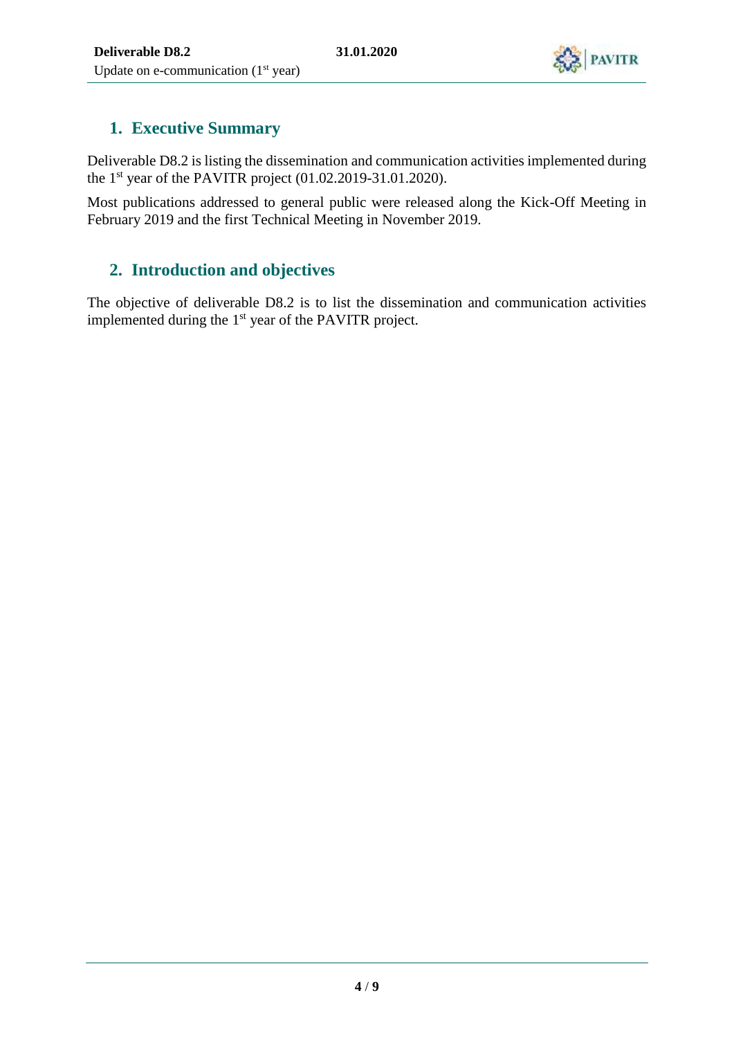## 1. Executive Summary

Deliverable D8.2 is listing the dissemination and communication activities implemented during the 1st year of the PAVITR project (01.02.2019-31.01.2020).

Most publications addressed to general public were released along the Kick-Off Meeting in February 2019 and the first Technical Meeting in November 2019.

## 2. Introduction and objectives

The objective of deliverable D8.2 is to list the dissemination and communication activities implemented during the 1st year of the PAVITR project.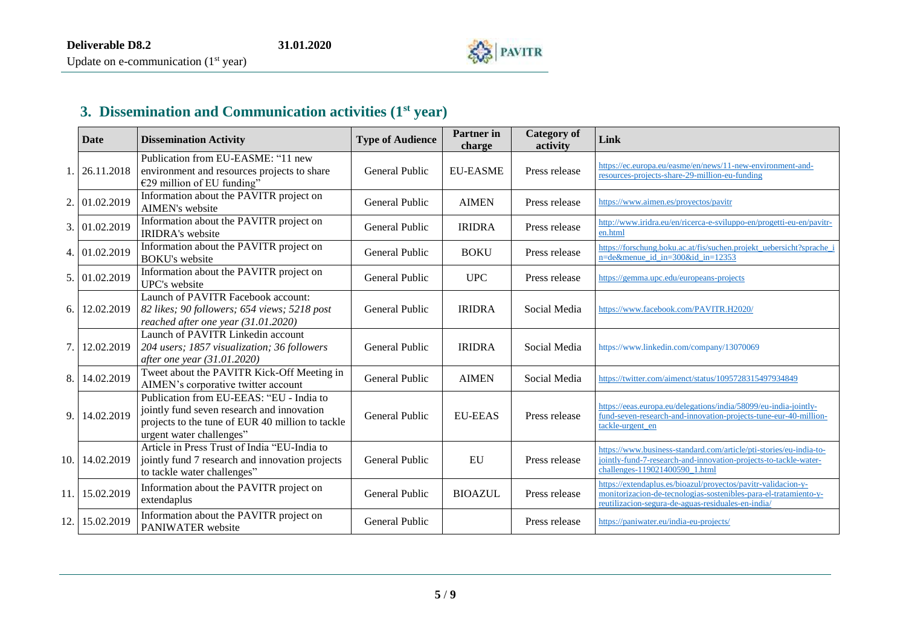## 3. Dissemination and Communication activities (1st year)

| | Date | Dissemination Activity | Type of Audience | Partner in charge | Category of activity | Link |
|---|---|---|---|---|---|---|
| 1. | 26.11.2018 | Publication from EU-EASME: "11 new environment and resources projects to share €29 million of EU funding" | General Public | EU-EASME | Press release | https://ec.europa.eu/easme/en/news/11-new-environment-and-resources-projects-share-29-million-eu-funding |
| 2. | 01.02.2019 | Information about the PAVITR project on AIMEN's website | General Public | AIMEN | Press release | https://www.aimen.es/proyectos/pavitr |
| 3. | 01.02.2019 | Information about the PAVITR project on IRIDRA's website | General Public | IRIDRA | Press release | http://www.iridra.eu/en/ricerca-e-sviluppo-en/progetti-eu-en/pavitr-en.html |
| 4. | 01.02.2019 | Information about the PAVITR project on BOKU's website | General Public | BOKU | Press release | https://forschung.boku.ac.at/fis/suchen.projekt_uebersicht?sprache_in=de&menue_id_in=300&id_in=12353 |
| 5. | 01.02.2019 | Information about the PAVITR project on UPC's website | General Public | UPC | Press release | https://gemma.upc.edu/europeans-projects |
| 6. | 12.02.2019 | Launch of PAVITR Facebook account: *82 likes; 90 followers; 654 views; 5218 post reached after one year (31.01.2020)* | General Public | IRIDRA | Social Media | https://www.facebook.com/PAVITR.H2020/ |
| 7. | 12.02.2019 | Launch of PAVITR Linkedin account *204 users; 1857 visualization; 36 followers after one year (31.01.2020)* | General Public | IRIDRA | Social Media | https://www.linkedin.com/company/13070069 |
| 8. | 14.02.2019 | Tweet about the PAVITR Kick-Off Meeting in AIMEN's corporative twitter account | General Public | AIMEN | Social Media | https://twitter.com/aimenct/status/1095728315497934849 |
| 9. | 14.02.2019 | Publication from EU-EEAS: "EU - India to jointly fund seven research and innovation projects to the tune of EUR 40 million to tackle urgent water challenges" | General Public | EU-EEAS | Press release | https://eeas.europa.eu/delegations/india/58099/eu-india-jointly-fund-seven-research-and-innovation-projects-tune-eur-40-million-tackle-urgent_en |
| 10. | 14.02.2019 | Article in Press Trust of India "EU-India to jointly fund 7 research and innovation projects to tackle water challenges" | General Public | EU | Press release | https://www.business-standard.com/article/pti-stories/eu-india-to-jointly-fund-7-research-and-innovation-projects-to-tackle-water-challenges-119021400590_1.html |
| 11. | 15.02.2019 | Information about the PAVITR project on extendaplus | General Public | BIOAZUL | Press release | https://extendaplus.es/bioazul/proyectos/pavitr-validacion-y-monitorizacion-de-tecnologias-sostenibles-para-el-tratamiento-y-reutilizacion-segura-de-aguas-residuales-en-india/ |
| 12. | 15.02.2019 | Information about the PAVITR project on PANIWATER website | General Public | | Press release | https://paniwater.eu/india-eu-projects/ |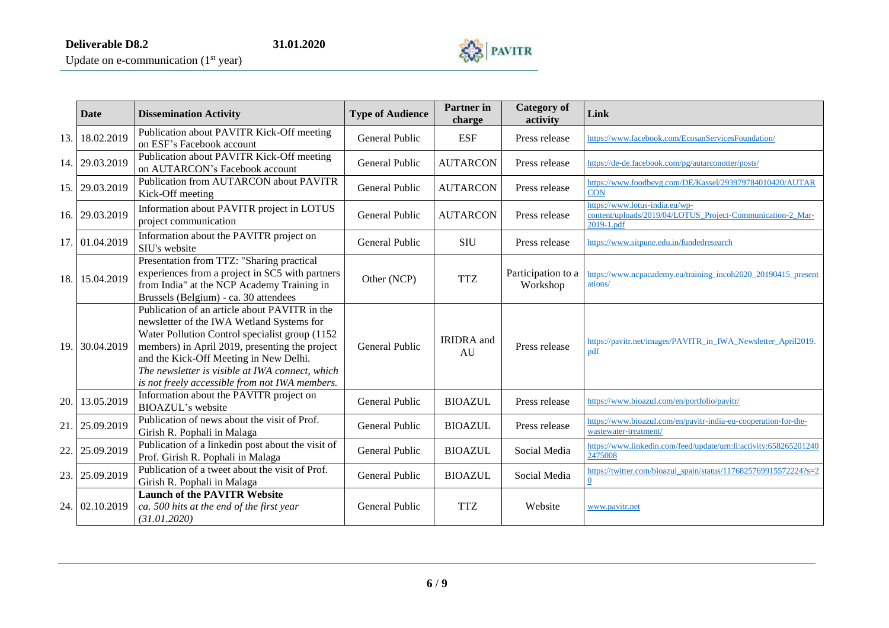| | Date | Dissemination Activity | Type of Audience | Partner in charge | Category of activity | Link |
|---|---|---|---|---|---|---|
| 13. | 18.02.2019 | Publication about PAVITR Kick-Off meeting on ESF's Facebook account | General Public | ESF | Press release | https://www.facebook.com/EcosanServicesFoundation/ |
| 14. | 29.03.2019 | Publication about PAVITR Kick-Off meeting on AUTARCON's Facebook account | General Public | AUTARCON | Press release | https://de-de.facebook.com/pg/autarconotter/posts/ |
| 15. | 29.03.2019 | Publication from AUTARCON about PAVITR Kick-Off meeting | General Public | AUTARCON | Press release | https://www.foodbevg.com/DE/Kassel/293979784010420/AUTARCON |
| 16. | 29.03.2019 | Information about PAVITR project in LOTUS project communication | General Public | AUTARCON | Press release | https://www.lotus-india.eu/wp-content/uploads/2019/04/LOTUS_Project-Communication-2_Mar-2019-1.pdf |
| 17. | 01.04.2019 | Information about the PAVITR project on SIU's website | General Public | SIU | Press release | https://www.sitpune.edu.in/fundedresearch |
| 18. | 15.04.2019 | Presentation from TTZ: "Sharing practical experiences from a project in SC5 with partners from India" at the NCP Academy Training in Brussels (Belgium) - ca. 30 attendees | Other (NCP) | TTZ | Participation to a Workshop | https://www.ncpacademy.eu/training_incoh2020_20190415_presentations/ |
| 19. | 30.04.2019 | Publication of an article about PAVITR in the newsletter of the IWA Wetland Systems for Water Pollution Control specialist group (1152 members) in April 2019, presenting the project and the Kick-Off Meeting in New Delhi. *The newsletter is visible at IWA connect, which is not freely accessible from not IWA members.* | General Public | IRIDRA and AU | Press release | https://pavitr.net/images/PAVITR_in_IWA_Newsletter_April2019.pdf |
| 20. | 13.05.2019 | Information about the PAVITR project on BIOAZUL's website | General Public | BIOAZUL | Press release | https://www.bioazul.com/en/portfolio/pavitr/ |
| 21. | 25.09.2019 | Publication of news about the visit of Prof. Girish R. Pophali in Malaga | General Public | BIOAZUL | Press release | https://www.bioazul.com/en/pavitr-india-eu-cooperation-for-the-wastewater-treatment/ |
| 22. | 25.09.2019 | Publication of a linkedin post about the visit of Prof. Girish R. Pophali in Malaga | General Public | BIOAZUL | Social Media | https://www.linkedin.com/feed/update/urn:li:activity:6582652012402475008 |
| 23. | 25.09.2019 | Publication of a tweet about the visit of Prof. Girish R. Pophali in Malaga | General Public | BIOAZUL | Social Media | https://twitter.com/bioazul_spain/status/1176825769915572224?s=20 |
| 24. | 02.10.2019 | **Launch of the PAVITR Website** *ca. 500 hits at the end of the first year (31.01.2020)* | General Public | TTZ | Website | www.pavitr.net |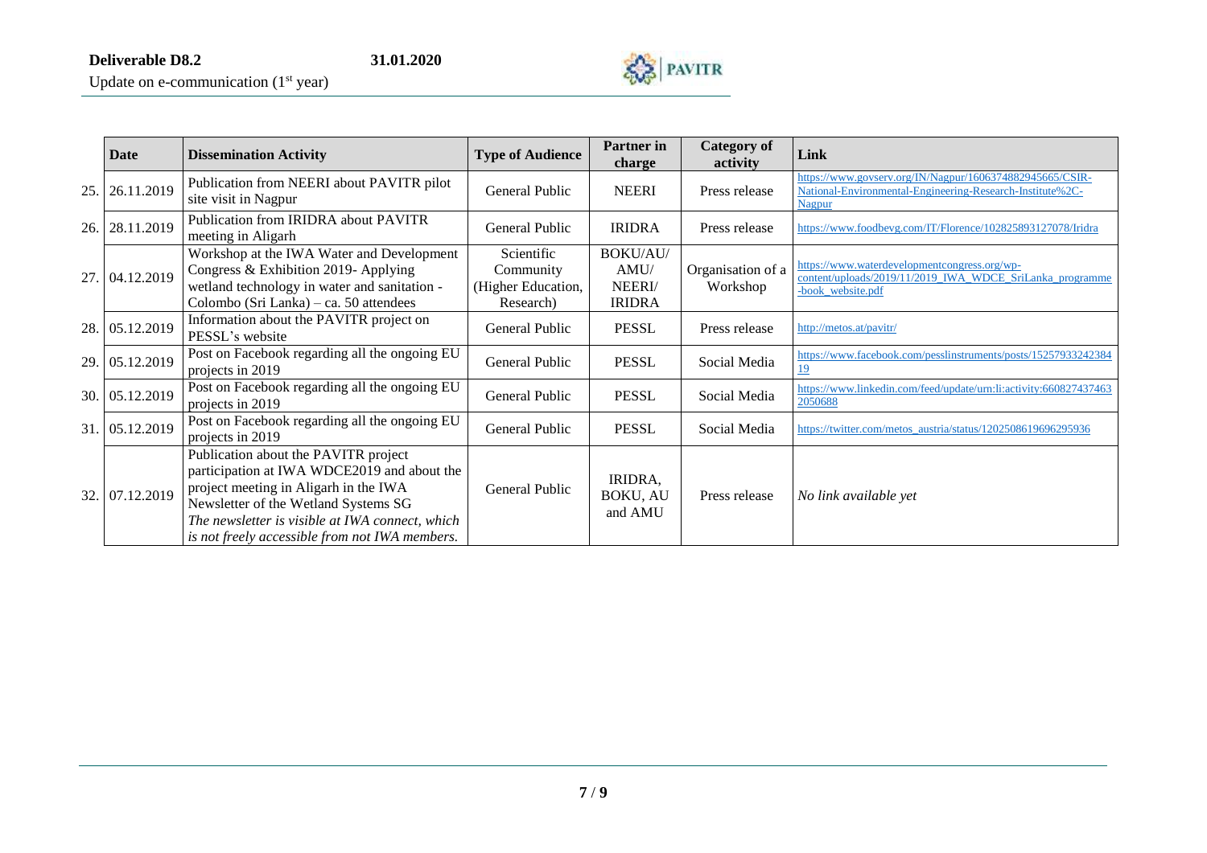| | Date | Dissemination Activity | Type of Audience | Partner in charge | Category of activity | Link |
|---|---|---|---|---|---|---|
| 25. | 26.11.2019 | Publication from NEERI about PAVITR pilot site visit in Nagpur | General Public | NEERI | Press release | https://www.govserv.org/IN/Nagpur/1606374882945665/CSIR-National-Environmental-Engineering-Research-Institute%2C-Nagpur |
| 26. | 28.11.2019 | Publication from IRIDRA about PAVITR meeting in Aligarh | General Public | IRIDRA | Press release | https://www.foodbevg.com/IT/Florence/102825893127078/Iridra |
| 27. | 04.12.2019 | Workshop at the IWA Water and Development Congress & Exhibition 2019- Applying wetland technology in water and sanitation - Colombo (Sri Lanka) – ca. 50 attendees | Scientific Community (Higher Education, Research) | BOKU/AU/ AMU/ NEERI/ IRIDRA | Organisation of a Workshop | https://www.waterdevelopmentcongress.org/wp-content/uploads/2019/11/2019_IWA_WDCE_SriLanka_programme-book_website.pdf |
| 28. | 05.12.2019 | Information about the PAVITR project on PESSL's website | General Public | PESSL | Press release | http://metos.at/pavitr/ |
| 29. | 05.12.2019 | Post on Facebook regarding all the ongoing EU projects in 2019 | General Public | PESSL | Social Media | https://www.facebook.com/pesslinstruments/posts/1525793324238419 |
| 30. | 05.12.2019 | Post on Facebook regarding all the ongoing EU projects in 2019 | General Public | PESSL | Social Media | https://www.linkedin.com/feed/update/urn:li:activity:6608274374632050688 |
| 31. | 05.12.2019 | Post on Facebook regarding all the ongoing EU projects in 2019 | General Public | PESSL | Social Media | https://twitter.com/metos_austria/status/1202508619696295936 |
| 32. | 07.12.2019 | Publication about the PAVITR project participation at IWA WDCE2019 and about the project meeting in Aligarh in the IWA Newsletter of the Wetland Systems SG *The newsletter is visible at IWA connect, which is not freely accessible from not IWA members.* | General Public | IRIDRA, BOKU, AU and AMU | Press release | *No link available yet* |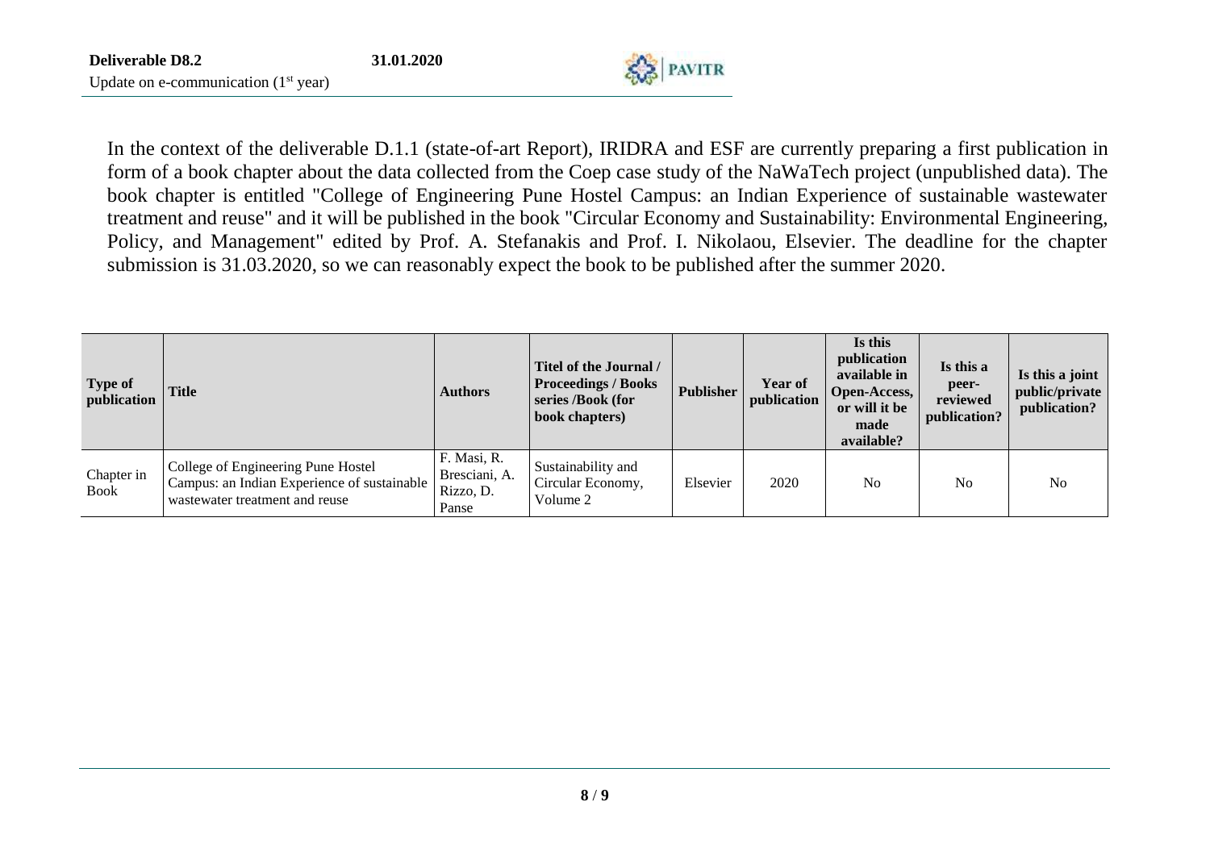In the context of the deliverable D.1.1 (state-of-art Report), IRIDRA and ESF are currently preparing a first publication in form of a book chapter about the data collected from the Coep case study of the NaWaTech project (unpublished data). The book chapter is entitled "College of Engineering Pune Hostel Campus: an Indian Experience of sustainable wastewater treatment and reuse" and it will be published in the book "Circular Economy and Sustainability: Environmental Engineering, Policy, and Management" edited by Prof. A. Stefanakis and Prof. I. Nikolaou, Elsevier. The deadline for the chapter submission is 31.03.2020, so we can reasonably expect the book to be published after the summer 2020.

| Type of publication | Title | Authors | Titel of the Journal / Proceedings / Books series /Book (for book chapters) | Publisher | Year of publication | Is this publication available in Open-Access, or will it be made available? | Is this a peer-reviewed publication? | Is this a joint public/private publication? |
|---|---|---|---|---|---|---|---|---|
| Chapter in Book | College of Engineering Pune Hostel Campus: an Indian Experience of sustainable wastewater treatment and reuse | F. Masi, R. Bresciani, A. Rizzo, D. Panse | Sustainability and Circular Economy, Volume 2 | Elsevier | 2020 | No | No | No |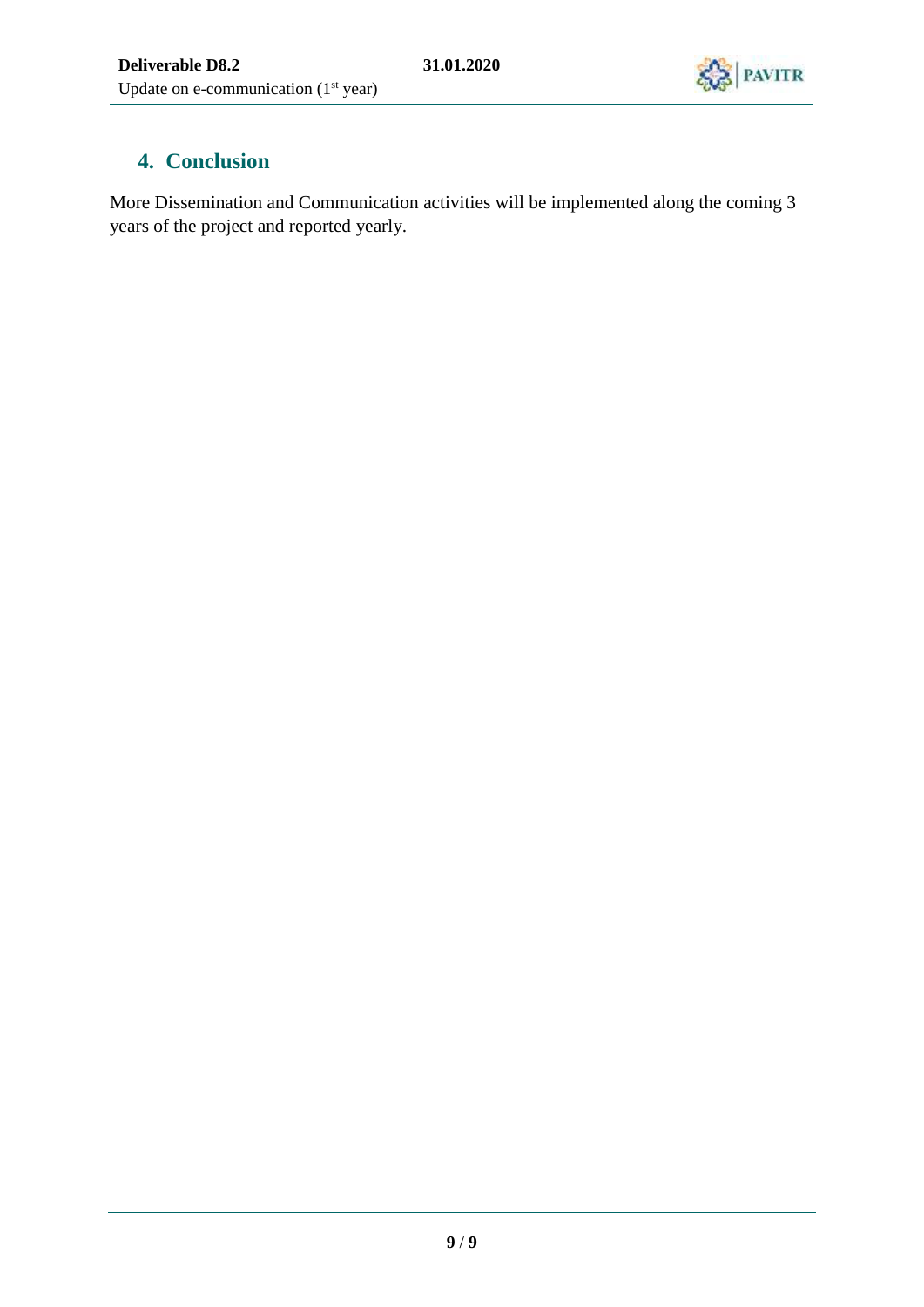## 4. Conclusion

More Dissemination and Communication activities will be implemented along the coming 3 years of the project and reported yearly.